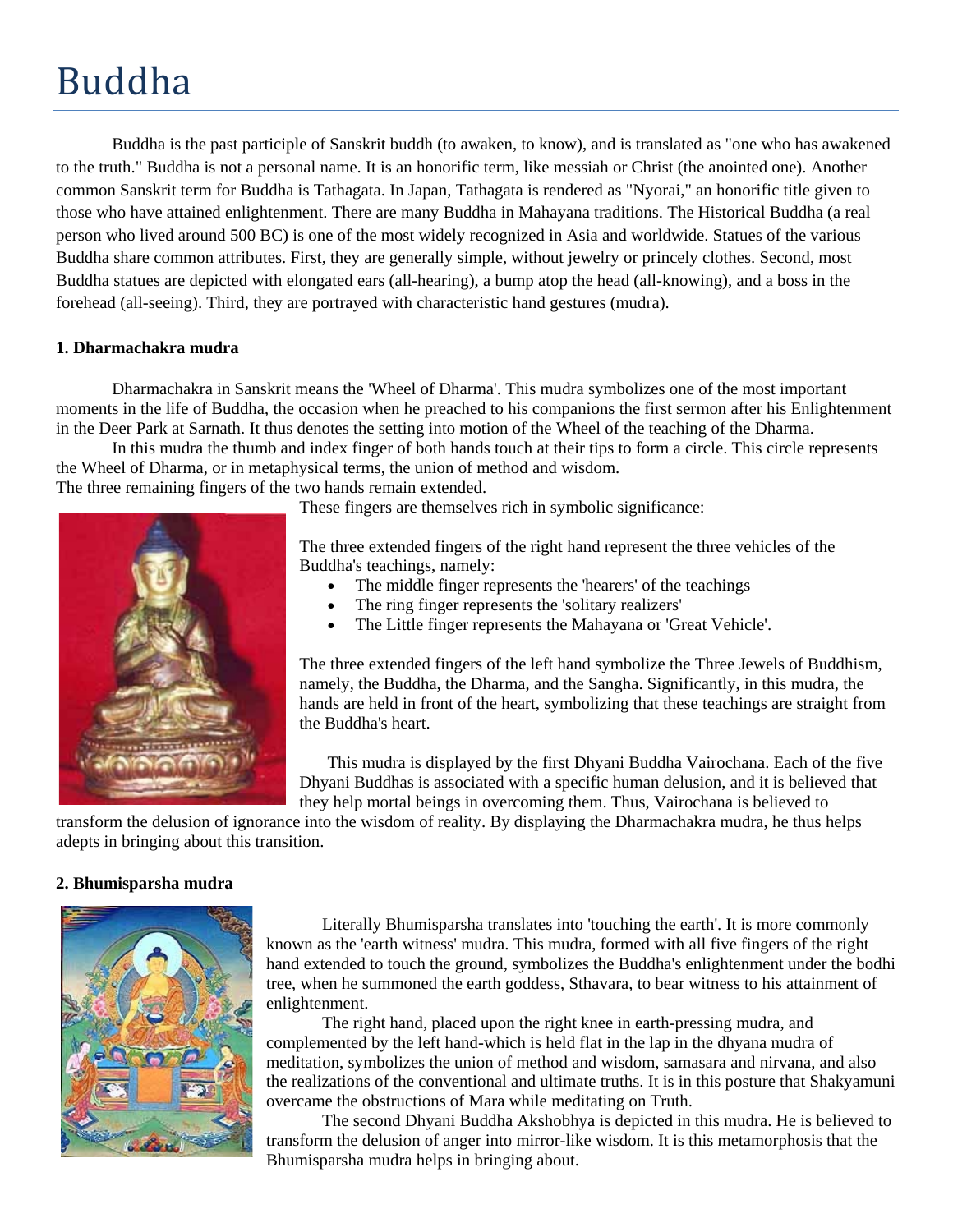# Buddha

Buddha is the past participle of Sanskrit buddh (to awaken, to know), and is translated as "one who has awakened to the truth." Buddha is not a personal name. It is an honorific term, like messiah or Christ (the anointed one). Another common Sanskrit term for Buddha is Tathagata. In Japan, Tathagata is rendered as "Nyorai," an honorific title given to those who have attained enlightenment. There are many Buddha in Mahayana traditions. The Historical Buddha (a real person who lived around 500 BC) is one of the most widely recognized in Asia and worldwide. Statues of the various Buddha share common attributes. First, they are generally simple, without jewelry or princely clothes. Second, most Buddha statues are depicted with elongated ears (all-hearing), a bump atop the head (all-knowing), and a boss in the forehead (all-seeing). Third, they are portrayed with characteristic hand gestures (mudra).

**1. Dharmachakra mudra**

Dharmachakra in Sanskrit means the 'Wheel of Dharma'. This mudra symbolizes one of the most important moments in the life of Buddha, the occasion when he preached to his companions the first sermon after his Enlightenment in the Deer Park at Sarnath. It thus denotes the setting into motion of the Wheel of the teaching of the Dharma.

In this mudra the thumb and index finger of both hands touch at their tips to form a circle. This circle represents the Wheel of Dharma, or in metaphysical terms, the union of method and wisdom.
The three remaining fingers of the two hands remain extended.

These fingers are themselves rich in symbolic significance:

The three extended fingers of the right hand represent the three vehicles of the Buddha's teachings, namely:

- The middle finger represents the 'hearers' of the teachings
- The ring finger represents the 'solitary realizers'
- The Little finger represents the Mahayana or 'Great Vehicle'.

The three extended fingers of the left hand symbolize the Three Jewels of Buddhism, namely, the Buddha, the Dharma, and the Sangha. Significantly, in this mudra, the hands are held in front of the heart, symbolizing that these teachings are straight from the Buddha's heart.

This mudra is displayed by the first Dhyani Buddha Vairochana. Each of the five Dhyani Buddhas is associated with a specific human delusion, and it is believed that they help mortal beings in overcoming them. Thus, Vairochana is believed to transform the delusion of ignorance into the wisdom of reality. By displaying the Dharmachakra mudra, he thus helps adepts in bringing about this transition.

**2. Bhumisparsha mudra**

Literally Bhumisparsha translates into 'touching the earth'. It is more commonly known as the 'earth witness' mudra. This mudra, formed with all five fingers of the right hand extended to touch the ground, symbolizes the Buddha's enlightenment under the bodhi tree, when he summoned the earth goddess, Sthavara, to bear witness to his attainment of enlightenment.

The right hand, placed upon the right knee in earth-pressing mudra, and complemented by the left hand-which is held flat in the lap in the dhyana mudra of meditation, symbolizes the union of method and wisdom, samasara and nirvana, and also the realizations of the conventional and ultimate truths. It is in this posture that Shakyamuni overcame the obstructions of Mara while meditating on Truth.

The second Dhyani Buddha Akshobhya is depicted in this mudra. He is believed to transform the delusion of anger into mirror-like wisdom. It is this metamorphosis that the Bhumisparsha mudra helps in bringing about.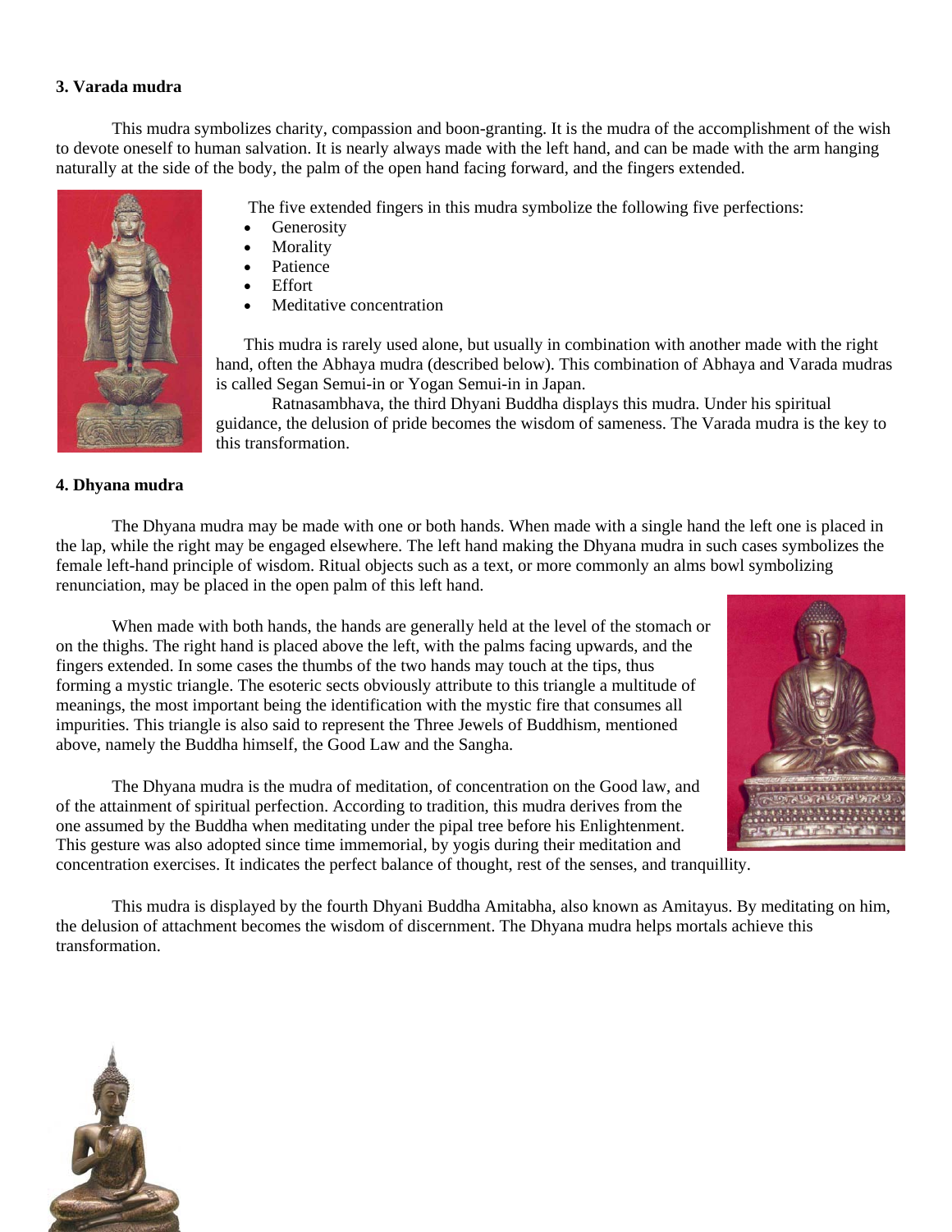**3. Varada mudra**

This mudra symbolizes charity, compassion and boon-granting. It is the mudra of the accomplishment of the wish to devote oneself to human salvation. It is nearly always made with the left hand, and can be made with the arm hanging naturally at the side of the body, the palm of the open hand facing forward, and the fingers extended.

The five extended fingers in this mudra symbolize the following five perfections:

- Generosity
- Morality
- Patience
- Effort
- Meditative concentration

This mudra is rarely used alone, but usually in combination with another made with the right hand, often the Abhaya mudra (described below). This combination of Abhaya and Varada mudras is called Segan Semui-in or Yogan Semui-in in Japan.

Ratnasambhava, the third Dhyani Buddha displays this mudra. Under his spiritual guidance, the delusion of pride becomes the wisdom of sameness. The Varada mudra is the key to this transformation.

**4. Dhyana mudra**

The Dhyana mudra may be made with one or both hands. When made with a single hand the left one is placed in the lap, while the right may be engaged elsewhere. The left hand making the Dhyana mudra in such cases symbolizes the female left-hand principle of wisdom. Ritual objects such as a text, or more commonly an alms bowl symbolizing renunciation, may be placed in the open palm of this left hand.

When made with both hands, the hands are generally held at the level of the stomach or on the thighs. The right hand is placed above the left, with the palms facing upwards, and the fingers extended. In some cases the thumbs of the two hands may touch at the tips, thus forming a mystic triangle. The esoteric sects obviously attribute to this triangle a multitude of meanings, the most important being the identification with the mystic fire that consumes all impurities. This triangle is also said to represent the Three Jewels of Buddhism, mentioned above, namely the Buddha himself, the Good Law and the Sangha.

The Dhyana mudra is the mudra of meditation, of concentration on the Good law, and of the attainment of spiritual perfection. According to tradition, this mudra derives from the one assumed by the Buddha when meditating under the pipal tree before his Enlightenment. This gesture was also adopted since time immemorial, by yogis during their meditation and concentration exercises. It indicates the perfect balance of thought, rest of the senses, and tranquillity.

This mudra is displayed by the fourth Dhyani Buddha Amitabha, also known as Amitayus. By meditating on him, the delusion of attachment becomes the wisdom of discernment. The Dhyana mudra helps mortals achieve this transformation.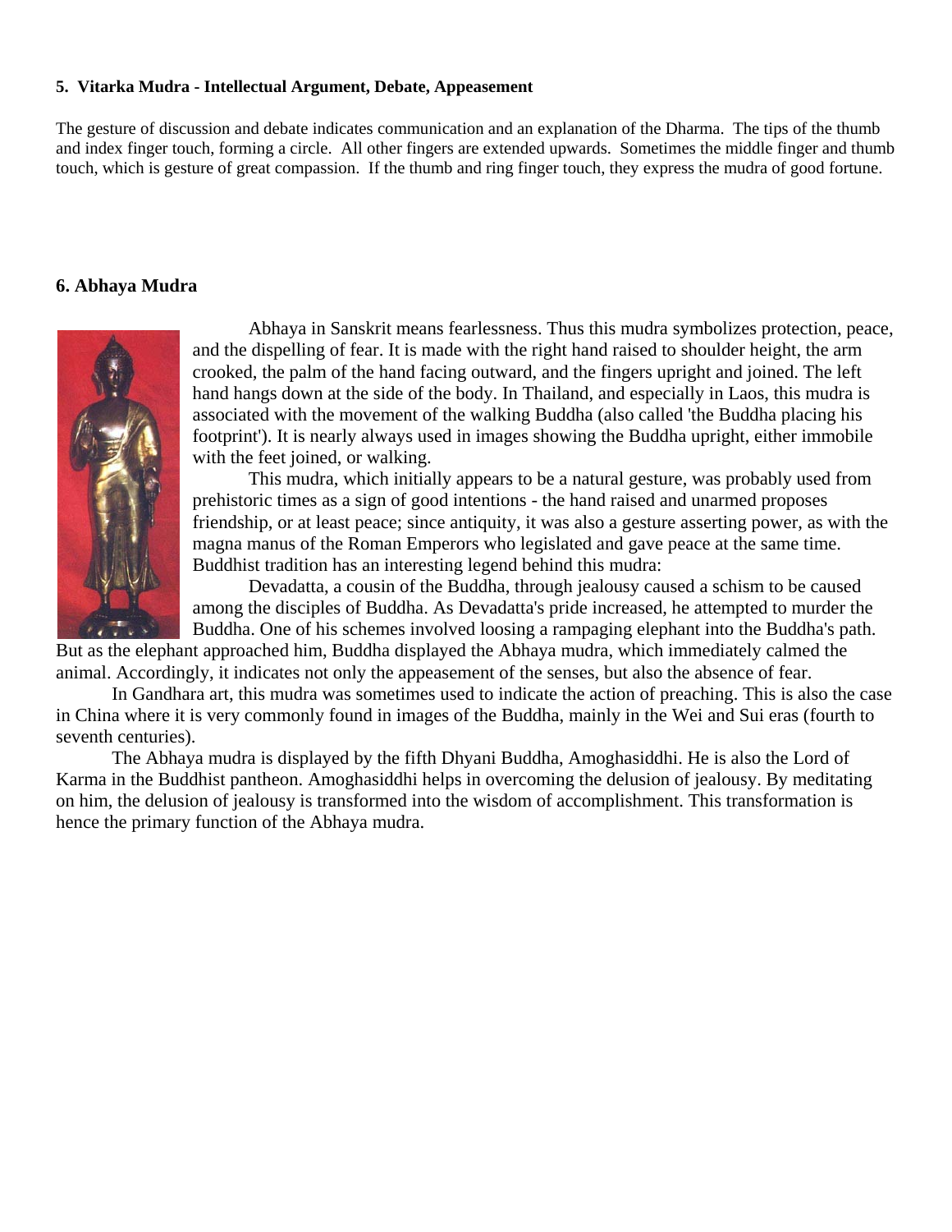**5. Vitarka Mudra - Intellectual Argument, Debate, Appeasement**

The gesture of discussion and debate indicates communication and an explanation of the Dharma. The tips of the thumb and index finger touch, forming a circle. All other fingers are extended upwards. Sometimes the middle finger and thumb touch, which is gesture of great compassion. If the thumb and ring finger touch, they express the mudra of good fortune.

**6. Abhaya Mudra**

Abhaya in Sanskrit means fearlessness. Thus this mudra symbolizes protection, peace, and the dispelling of fear. It is made with the right hand raised to shoulder height, the arm crooked, the palm of the hand facing outward, and the fingers upright and joined. The left hand hangs down at the side of the body. In Thailand, and especially in Laos, this mudra is associated with the movement of the walking Buddha (also called 'the Buddha placing his footprint'). It is nearly always used in images showing the Buddha upright, either immobile with the feet joined, or walking.

This mudra, which initially appears to be a natural gesture, was probably used from prehistoric times as a sign of good intentions - the hand raised and unarmed proposes friendship, or at least peace; since antiquity, it was also a gesture asserting power, as with the magna manus of the Roman Emperors who legislated and gave peace at the same time. Buddhist tradition has an interesting legend behind this mudra:

Devadatta, a cousin of the Buddha, through jealousy caused a schism to be caused among the disciples of Buddha. As Devadatta's pride increased, he attempted to murder the Buddha. One of his schemes involved loosing a rampaging elephant into the Buddha's path. But as the elephant approached him, Buddha displayed the Abhaya mudra, which immediately calmed the animal. Accordingly, it indicates not only the appeasement of the senses, but also the absence of fear.

In Gandhara art, this mudra was sometimes used to indicate the action of preaching. This is also the case in China where it is very commonly found in images of the Buddha, mainly in the Wei and Sui eras (fourth to seventh centuries).

The Abhaya mudra is displayed by the fifth Dhyani Buddha, Amoghasiddhi. He is also the Lord of Karma in the Buddhist pantheon. Amoghasiddhi helps in overcoming the delusion of jealousy. By meditating on him, the delusion of jealousy is transformed into the wisdom of accomplishment. This transformation is hence the primary function of the Abhaya mudra.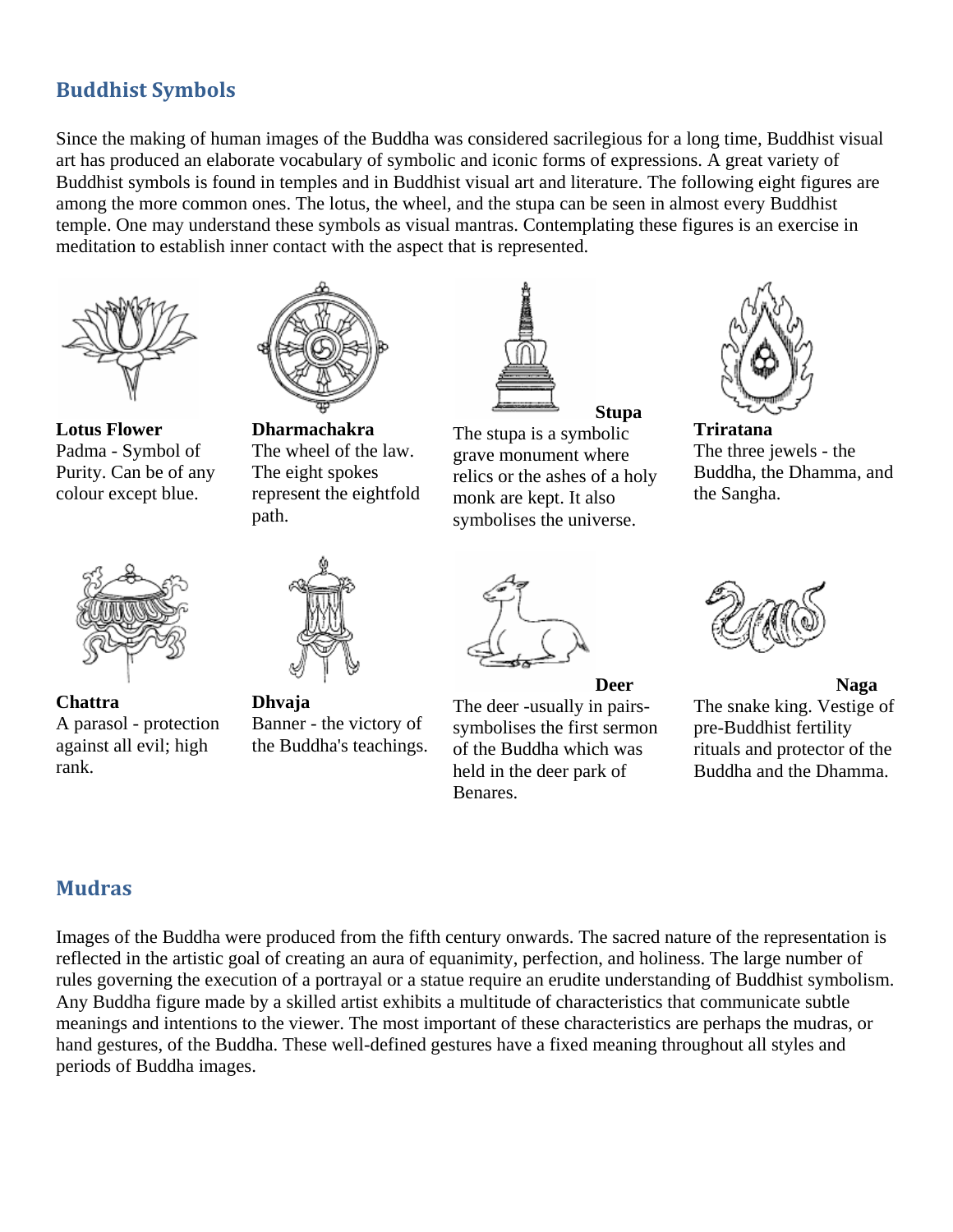## Buddhist Symbols

Since the making of human images of the Buddha was considered sacrilegious for a long time, Buddhist visual art has produced an elaborate vocabulary of symbolic and iconic forms of expressions. A great variety of Buddhist symbols is found in temples and in Buddhist visual art and literature. The following eight figures are among the more common ones. The lotus, the wheel, and the stupa can be seen in almost every Buddhist temple. One may understand these symbols as visual mantras. Contemplating these figures is an exercise in meditation to establish inner contact with the aspect that is represented.

**Lotus Flower**
Padma - Symbol of Purity. Can be of any colour except blue.

**Dharmachakra**
The wheel of the law. The eight spokes represent the eightfold path.

**Stupa**
The stupa is a symbolic grave monument where relics or the ashes of a holy monk are kept. It also symbolises the universe.

**Triratana**
The three jewels - the Buddha, the Dhamma, and the Sangha.

**Chattra**
A parasol - protection against all evil; high rank.

**Dhvaja**
Banner - the victory of the Buddha's teachings.

**Deer**
The deer -usually in pairs- symbolises the first sermon of the Buddha which was held in the deer park of Benares.

**Naga**
The snake king. Vestige of pre-Buddhist fertility rituals and protector of the Buddha and the Dhamma.

## Mudras

Images of the Buddha were produced from the fifth century onwards. The sacred nature of the representation is reflected in the artistic goal of creating an aura of equanimity, perfection, and holiness. The large number of rules governing the execution of a portrayal or a statue require an erudite understanding of Buddhist symbolism. Any Buddha figure made by a skilled artist exhibits a multitude of characteristics that communicate subtle meanings and intentions to the viewer. The most important of these characteristics are perhaps the mudras, or hand gestures, of the Buddha. These well-defined gestures have a fixed meaning throughout all styles and periods of Buddha images.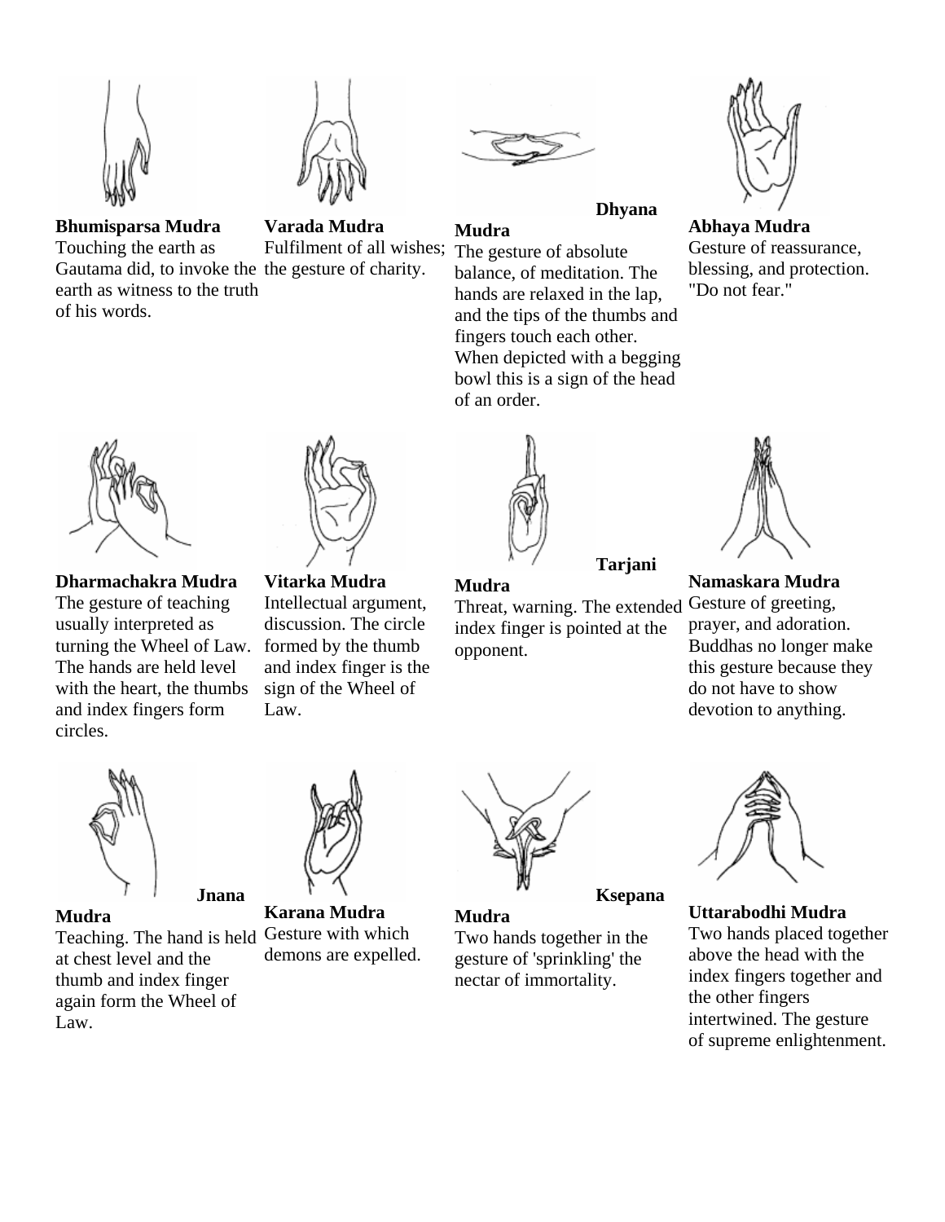**Bhumisparsa Mudra**
Touching the earth as Gautama did, to invoke the earth as witness to the truth of his words.

**Varada Mudra**
Fulfilment of all wishes; the gesture of charity.

**Dhyana Mudra**
The gesture of absolute balance, of meditation. The hands are relaxed in the lap, and the tips of the thumbs and fingers touch each other. When depicted with a begging bowl this is a sign of the head of an order.

**Abhaya Mudra**
Gesture of reassurance, blessing, and protection. "Do not fear."

**Dharmachakra Mudra**
The gesture of teaching usually interpreted as turning the Wheel of Law. The hands are held level with the heart, the thumbs and index fingers form circles.

**Vitarka Mudra**
Intellectual argument, discussion. The circle formed by the thumb and index finger is the sign of the Wheel of Law.

**Tarjani Mudra**
Threat, warning. The extended index finger is pointed at the opponent.

**Namaskara Mudra**
Gesture of greeting, prayer, and adoration. Buddhas no longer make this gesture because they do not have to show devotion to anything.

**Jnana Mudra**
Teaching. The hand is held at chest level and the thumb and index finger again form the Wheel of Law.

**Karana Mudra**
Gesture with which demons are expelled.

**Ksepana Mudra**
Two hands together in the gesture of 'sprinkling' the nectar of immortality.

**Uttarabodhi Mudra**
Two hands placed together above the head with the index fingers together and the other fingers intertwined. The gesture of supreme enlightenment.